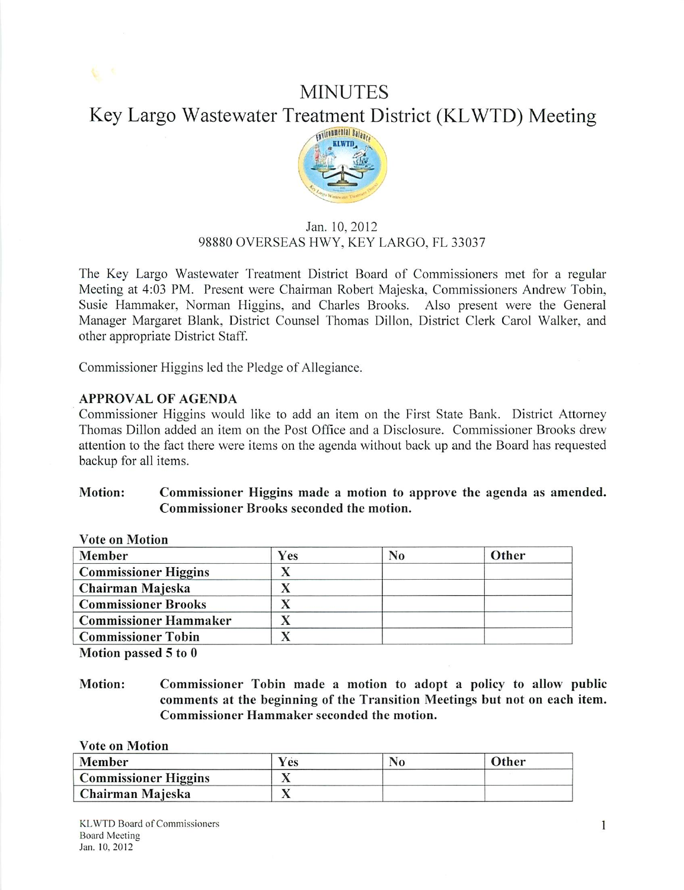# MINUTES

## Key Largo Wastewater Treatment District (KLWTD) Meeting

Jan. 10, 2012
98880 OVERSEAS HWY, KEY LARGO, FL 33037

The Key Largo Wastewater Treatment District Board of Commissioners met for a regular Meeting at 4:03 PM. Present were Chairman Robert Majeska, Commissioners Andrew Tobin, Susie Hammaker, Norman Higgins, and Charles Brooks. Also present were the General Manager Margaret Blank, District Counsel Thomas Dillon, District Clerk Carol Walker, and other appropriate District Staff.

Commissioner Higgins led the Pledge of Allegiance.

**APPROVAL OF AGENDA**

Commissioner Higgins would like to add an item on the First State Bank. District Attorney Thomas Dillon added an item on the Post Office and a Disclosure. Commissioner Brooks drew attention to the fact there were items on the agenda without back up and the Board has requested backup for all items.

**Motion: Commissioner Higgins made a motion to approve the agenda as amended. Commissioner Brooks seconded the motion.**

**Vote on Motion**

| Member | Yes | No | Other |
|---|---|---|---|
| Commissioner Higgins | X | | |
| Chairman Majeska | X | | |
| Commissioner Brooks | X | | |
| Commissioner Hammaker | X | | |
| Commissioner Tobin | X | | |

**Motion passed 5 to 0**

**Motion: Commissioner Tobin made a motion to adopt a policy to allow public comments at the beginning of the Transition Meetings but not on each item. Commissioner Hammaker seconded the motion.**

**Vote on Motion**

| Member | Yes | No | Other |
|---|---|---|---|
| Commissioner Higgins | X | | |
| Chairman Majeska | X | | |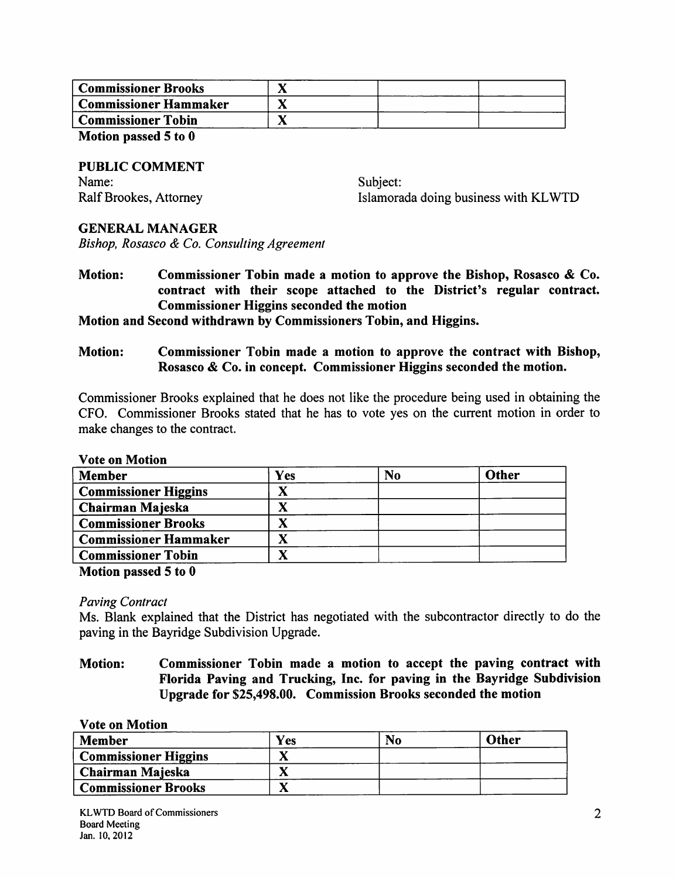| Commissioner Brooks | X | | |
|---|---|---|---|
| Commissioner Hammaker | X | | |
| Commissioner Tobin | X | | |

**Motion passed 5 to 0**

**PUBLIC COMMENT**

| Name: | Subject: |
|---|---|
| Ralf Brookes, Attorney | Islamorada doing business with KLWTD |

**GENERAL MANAGER**

*Bishop, Rosasco & Co. Consulting Agreement*

**Motion: Commissioner Tobin made a motion to approve the Bishop, Rosasco & Co. contract with their scope attached to the District's regular contract. Commissioner Higgins seconded the motion**

**Motion and Second withdrawn by Commissioners Tobin, and Higgins.**

**Motion: Commissioner Tobin made a motion to approve the contract with Bishop, Rosasco & Co. in concept. Commissioner Higgins seconded the motion.**

Commissioner Brooks explained that he does not like the procedure being used in obtaining the CFO. Commissioner Brooks stated that he has to vote yes on the current motion in order to make changes to the contract.

**Vote on Motion**

| Member | Yes | No | Other |
|---|---|---|---|
| Commissioner Higgins | X | | |
| Chairman Majeska | X | | |
| Commissioner Brooks | X | | |
| Commissioner Hammaker | X | | |
| Commissioner Tobin | X | | |

**Motion passed 5 to 0**

*Paving Contract*

Ms. Blank explained that the District has negotiated with the subcontractor directly to do the paving in the Bayridge Subdivision Upgrade.

**Motion: Commissioner Tobin made a motion to accept the paving contract with Florida Paving and Trucking, Inc. for paving in the Bayridge Subdivision Upgrade for $25,498.00. Commission Brooks seconded the motion**

**Vote on Motion**

| Member | Yes | No | Other |
|---|---|---|---|
| Commissioner Higgins | X | | |
| Chairman Majeska | X | | |
| Commissioner Brooks | X | | |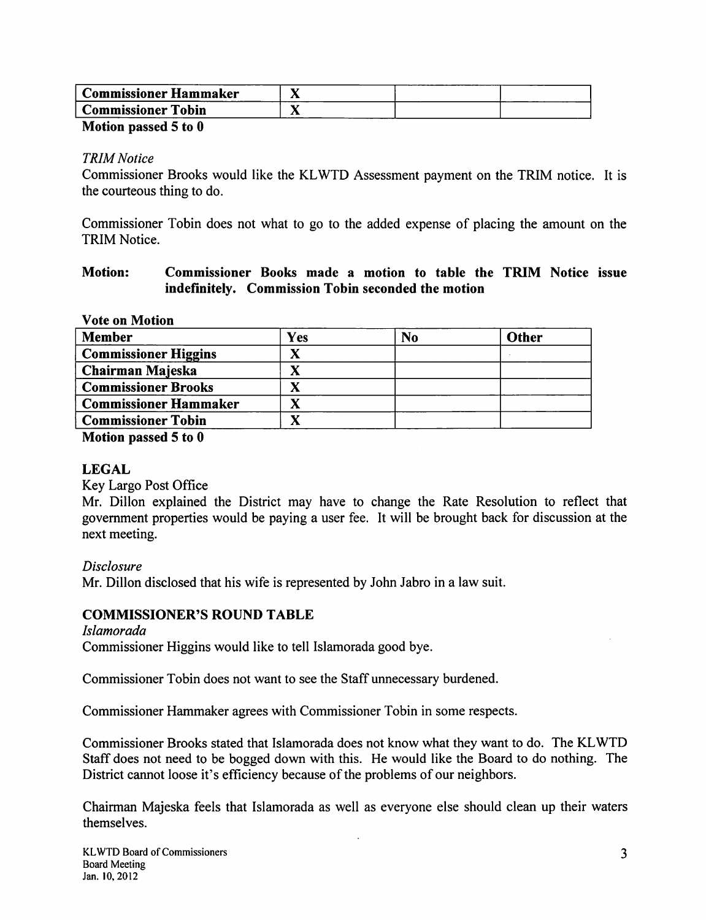| Commissioner Hammaker | X | | |
|---|---|---|---|
| Commissioner Tobin | X | | |

**Motion passed 5 to 0**

*TRIM Notice*

Commissioner Brooks would like the KLWTD Assessment payment on the TRIM notice. It is the courteous thing to do.

Commissioner Tobin does not what to go to the added expense of placing the amount on the TRIM Notice.

**Motion: Commissioner Books made a motion to table the TRIM Notice issue indefinitely. Commission Tobin seconded the motion**

**Vote on Motion**

| Member | Yes | No | Other |
|---|---|---|---|
| Commissioner Higgins | X | | |
| Chairman Majeska | X | | |
| Commissioner Brooks | X | | |
| Commissioner Hammaker | X | | |
| Commissioner Tobin | X | | |

**Motion passed 5 to 0**

## LEGAL

Key Largo Post Office

Mr. Dillon explained the District may have to change the Rate Resolution to reflect that government properties would be paying a user fee. It will be brought back for discussion at the next meeting.

*Disclosure*

Mr. Dillon disclosed that his wife is represented by John Jabro in a law suit.

## COMMISSIONER'S ROUND TABLE

*Islamorada*

Commissioner Higgins would like to tell Islamorada good bye.

Commissioner Tobin does not want to see the Staff unnecessary burdened.

Commissioner Hammaker agrees with Commissioner Tobin in some respects.

Commissioner Brooks stated that Islamorada does not know what they want to do. The KLWTD Staff does not need to be bogged down with this. He would like the Board to do nothing. The District cannot loose it's efficiency because of the problems of our neighbors.

Chairman Majeska feels that Islamorada as well as everyone else should clean up their waters themselves.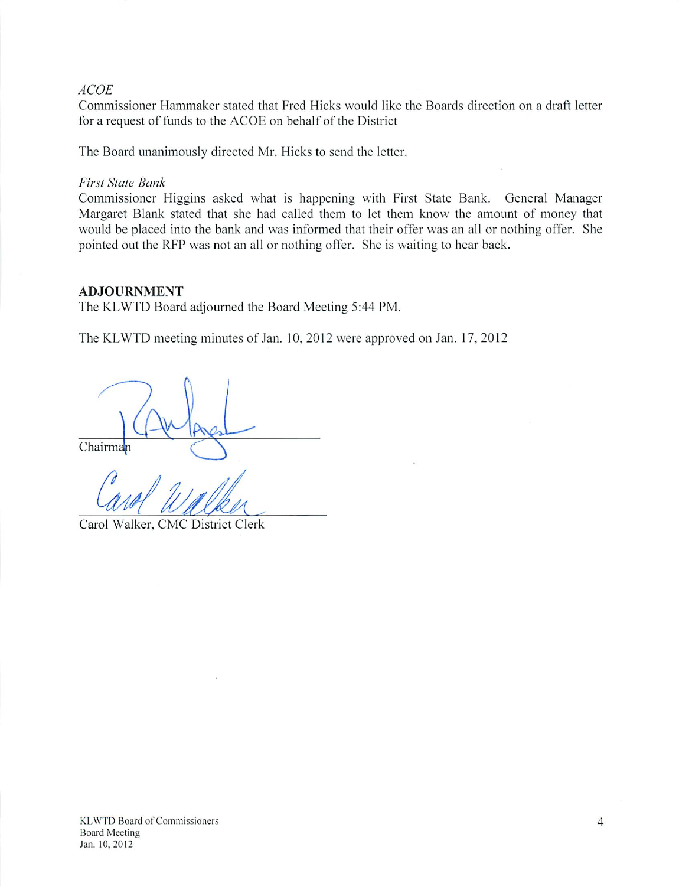*ACOE*

Commissioner Hammaker stated that Fred Hicks would like the Boards direction on a draft letter for a request of funds to the ACOE on behalf of the District

The Board unanimously directed Mr. Hicks to send the letter.

*First State Bank*

Commissioner Higgins asked what is happening with First State Bank. General Manager Margaret Blank stated that she had called them to let them know the amount of money that would be placed into the bank and was informed that their offer was an all or nothing offer. She pointed out the RFP was not an all or nothing offer. She is waiting to hear back.

**ADJOURNMENT**

The KLWTD Board adjourned the Board Meeting 5:44 PM.

The KLWTD meeting minutes of Jan. 10, 2012 were approved on Jan. 17, 2012

Chairman

Carol Walker, CMC District Clerk